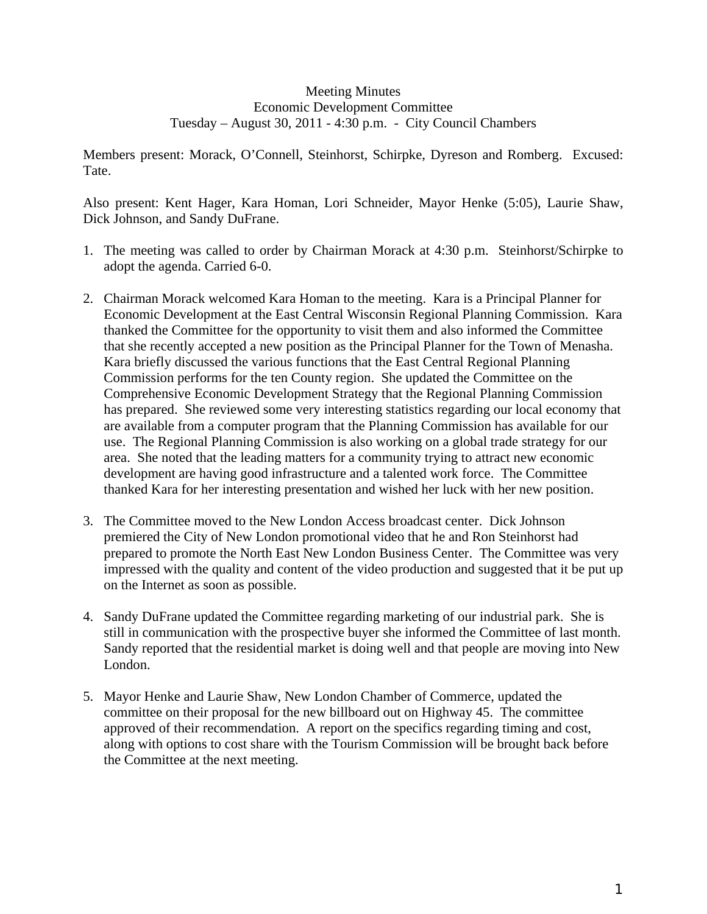Meeting Minutes
Economic Development Committee
Tuesday – August 30, 2011 - 4:30 p.m. - City Council Chambers

Members present: Morack, O'Connell, Steinhorst, Schirpke, Dyreson and Romberg. Excused: Tate.

Also present: Kent Hager, Kara Homan, Lori Schneider, Mayor Henke (5:05), Laurie Shaw, Dick Johnson, and Sandy DuFrane.

1. The meeting was called to order by Chairman Morack at 4:30 p.m. Steinhorst/Schirpke to adopt the agenda. Carried 6-0.

2. Chairman Morack welcomed Kara Homan to the meeting. Kara is a Principal Planner for Economic Development at the East Central Wisconsin Regional Planning Commission. Kara thanked the Committee for the opportunity to visit them and also informed the Committee that she recently accepted a new position as the Principal Planner for the Town of Menasha. Kara briefly discussed the various functions that the East Central Regional Planning Commission performs for the ten County region. She updated the Committee on the Comprehensive Economic Development Strategy that the Regional Planning Commission has prepared. She reviewed some very interesting statistics regarding our local economy that are available from a computer program that the Planning Commission has available for our use. The Regional Planning Commission is also working on a global trade strategy for our area. She noted that the leading matters for a community trying to attract new economic development are having good infrastructure and a talented work force. The Committee thanked Kara for her interesting presentation and wished her luck with her new position.

3. The Committee moved to the New London Access broadcast center. Dick Johnson premiered the City of New London promotional video that he and Ron Steinhorst had prepared to promote the North East New London Business Center. The Committee was very impressed with the quality and content of the video production and suggested that it be put up on the Internet as soon as possible.

4. Sandy DuFrane updated the Committee regarding marketing of our industrial park. She is still in communication with the prospective buyer she informed the Committee of last month. Sandy reported that the residential market is doing well and that people are moving into New London.

5. Mayor Henke and Laurie Shaw, New London Chamber of Commerce, updated the committee on their proposal for the new billboard out on Highway 45. The committee approved of their recommendation. A report on the specifics regarding timing and cost, along with options to cost share with the Tourism Commission will be brought back before the Committee at the next meeting.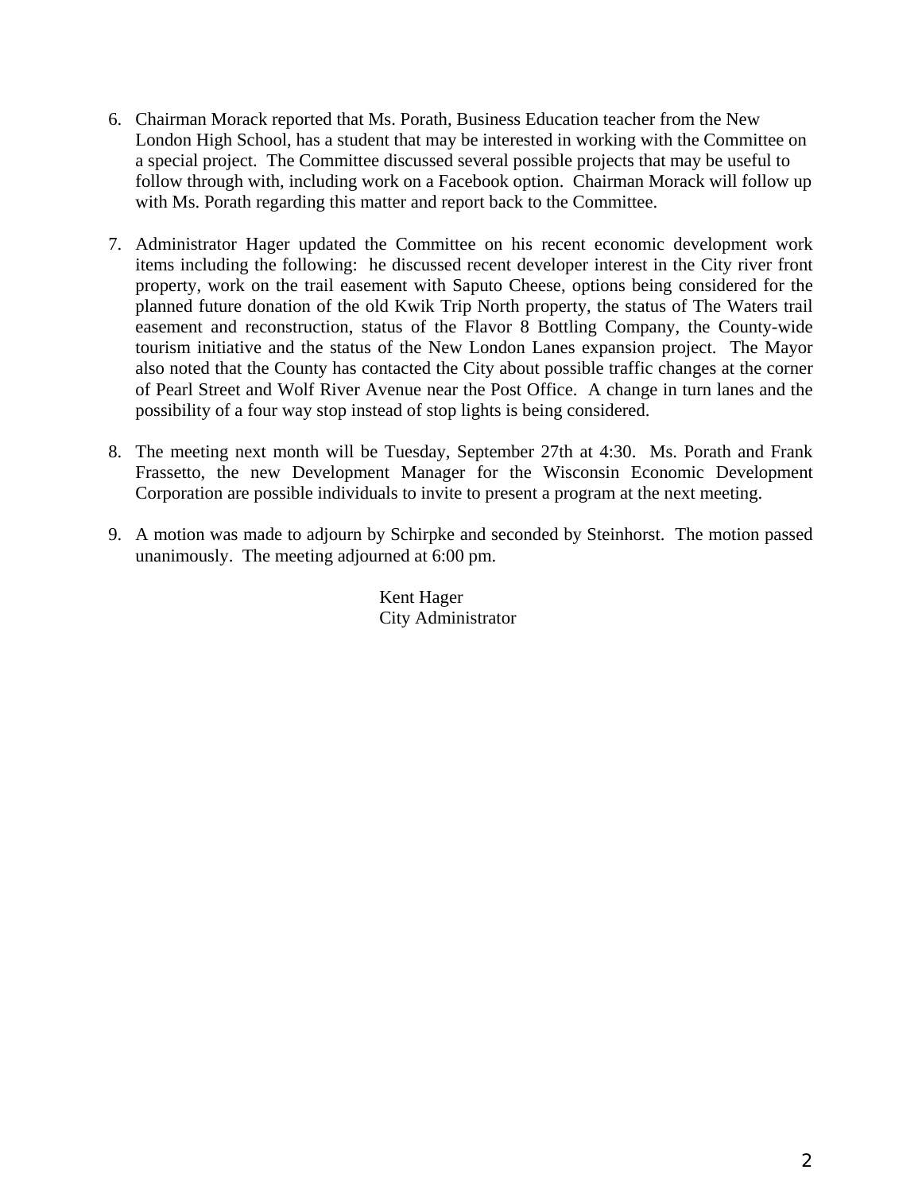6. Chairman Morack reported that Ms. Porath, Business Education teacher from the New London High School, has a student that may be interested in working with the Committee on a special project. The Committee discussed several possible projects that may be useful to follow through with, including work on a Facebook option. Chairman Morack will follow up with Ms. Porath regarding this matter and report back to the Committee.

7. Administrator Hager updated the Committee on his recent economic development work items including the following: he discussed recent developer interest in the City river front property, work on the trail easement with Saputo Cheese, options being considered for the planned future donation of the old Kwik Trip North property, the status of The Waters trail easement and reconstruction, status of the Flavor 8 Bottling Company, the County-wide tourism initiative and the status of the New London Lanes expansion project. The Mayor also noted that the County has contacted the City about possible traffic changes at the corner of Pearl Street and Wolf River Avenue near the Post Office. A change in turn lanes and the possibility of a four way stop instead of stop lights is being considered.

8. The meeting next month will be Tuesday, September 27th at 4:30. Ms. Porath and Frank Frassetto, the new Development Manager for the Wisconsin Economic Development Corporation are possible individuals to invite to present a program at the next meeting.

9. A motion was made to adjourn by Schirpke and seconded by Steinhorst. The motion passed unanimously. The meeting adjourned at 6:00 pm.

Kent Hager
City Administrator